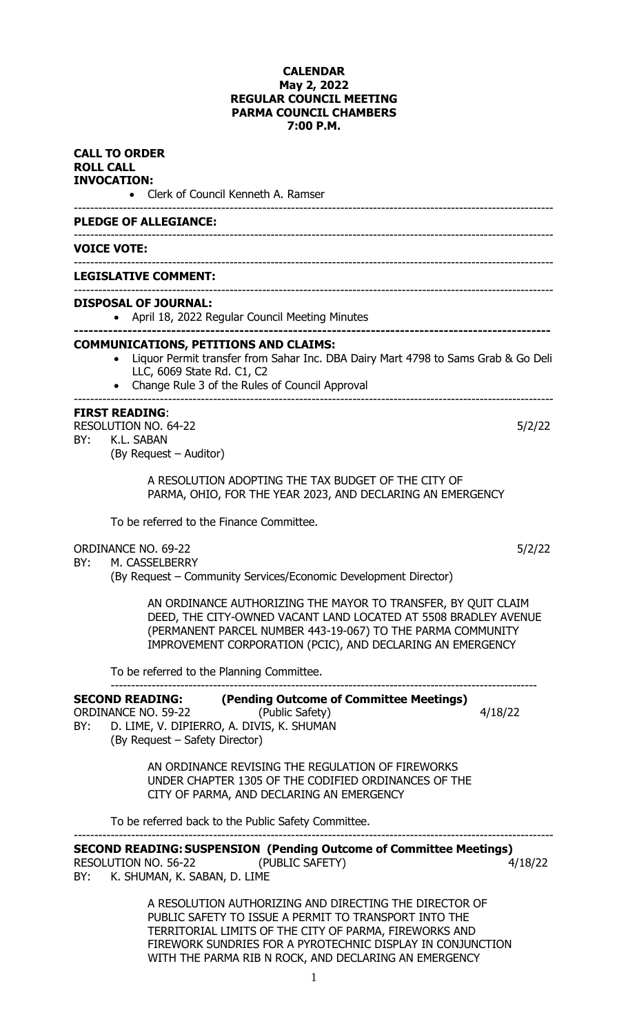**CALENDAR**
**May 2, 2022**
**REGULAR COUNCIL MEETING**
**PARMA COUNCIL CHAMBERS**
**7:00 P.M.**

**CALL TO ORDER**
**ROLL CALL**
**INVOCATION:**

- Clerk of Council Kenneth A. Ramser

---

**PLEDGE OF ALLEGIANCE:**

---

**VOICE VOTE:**

---

**LEGISLATIVE COMMENT:**

---

**DISPOSAL OF JOURNAL:**

- April 18, 2022 Regular Council Meeting Minutes

---

**COMMUNICATIONS, PETITIONS AND CLAIMS:**

- Liquor Permit transfer from Sahar Inc. DBA Dairy Mart 4798 to Sams Grab & Go Deli LLC, 6069 State Rd. C1, C2
- Change Rule 3 of the Rules of Council Approval

---

**FIRST READING**:

RESOLUTION NO. 64-22 5/2/22
BY: K.L. SABAN
(By Request – Auditor)

A RESOLUTION ADOPTING THE TAX BUDGET OF THE CITY OF PARMA, OHIO, FOR THE YEAR 2023, AND DECLARING AN EMERGENCY

To be referred to the Finance Committee.

ORDINANCE NO. 69-22 5/2/22
BY: M. CASSELBERRY
(By Request – Community Services/Economic Development Director)

AN ORDINANCE AUTHORIZING THE MAYOR TO TRANSFER, BY QUIT CLAIM DEED, THE CITY-OWNED VACANT LAND LOCATED AT 5508 BRADLEY AVENUE (PERMANENT PARCEL NUMBER 443-19-067) TO THE PARMA COMMUNITY IMPROVEMENT CORPORATION (PCIC), AND DECLARING AN EMERGENCY

To be referred to the Planning Committee.

---

**SECOND READING: (Pending Outcome of Committee Meetings)**

ORDINANCE NO. 59-22 (Public Safety) 4/18/22
BY: D. LIME, V. DIPIERRO, A. DIVIS, K. SHUMAN
(By Request – Safety Director)

AN ORDINANCE REVISING THE REGULATION OF FIREWORKS UNDER CHAPTER 1305 OF THE CODIFIED ORDINANCES OF THE CITY OF PARMA, AND DECLARING AN EMERGENCY

To be referred back to the Public Safety Committee.

---

**SECOND READING: SUSPENSION (Pending Outcome of Committee Meetings)**

RESOLUTION NO. 56-22 (PUBLIC SAFETY) 4/18/22
BY: K. SHUMAN, K. SABAN, D. LIME

A RESOLUTION AUTHORIZING AND DIRECTING THE DIRECTOR OF PUBLIC SAFETY TO ISSUE A PERMIT TO TRANSPORT INTO THE TERRITORIAL LIMITS OF THE CITY OF PARMA, FIREWORKS AND FIREWORK SUNDRIES FOR A PYROTECHNIC DISPLAY IN CONJUNCTION WITH THE PARMA RIB N ROCK, AND DECLARING AN EMERGENCY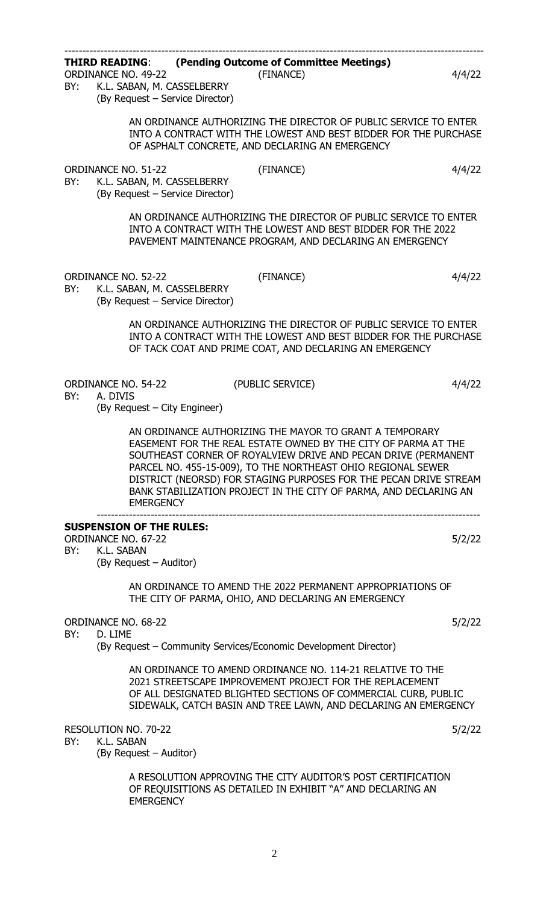---

**THIRD READING**: **(Pending Outcome of Committee Meetings)**

ORDINANCE NO. 49-22 (FINANCE) 4/4/22

BY: K.L. SABAN, M. CASSELBERRY
(By Request – Service Director)

AN ORDINANCE AUTHORIZING THE DIRECTOR OF PUBLIC SERVICE TO ENTER INTO A CONTRACT WITH THE LOWEST AND BEST BIDDER FOR THE PURCHASE OF ASPHALT CONCRETE, AND DECLARING AN EMERGENCY

ORDINANCE NO. 51-22 (FINANCE) 4/4/22

BY: K.L. SABAN, M. CASSELBERRY
(By Request – Service Director)

AN ORDINANCE AUTHORIZING THE DIRECTOR OF PUBLIC SERVICE TO ENTER INTO A CONTRACT WITH THE LOWEST AND BEST BIDDER FOR THE 2022 PAVEMENT MAINTENANCE PROGRAM, AND DECLARING AN EMERGENCY

ORDINANCE NO. 52-22 (FINANCE) 4/4/22

BY: K.L. SABAN, M. CASSELBERRY
(By Request – Service Director)

AN ORDINANCE AUTHORIZING THE DIRECTOR OF PUBLIC SERVICE TO ENTER INTO A CONTRACT WITH THE LOWEST AND BEST BIDDER FOR THE PURCHASE OF TACK COAT AND PRIME COAT, AND DECLARING AN EMERGENCY

ORDINANCE NO. 54-22 (PUBLIC SERVICE) 4/4/22

BY: A. DIVIS
(By Request – City Engineer)

AN ORDINANCE AUTHORIZING THE MAYOR TO GRANT A TEMPORARY EASEMENT FOR THE REAL ESTATE OWNED BY THE CITY OF PARMA AT THE SOUTHEAST CORNER OF ROYALVIEW DRIVE AND PECAN DRIVE (PERMANENT PARCEL NO. 455-15-009), TO THE NORTHEAST OHIO REGIONAL SEWER DISTRICT (NEORSD) FOR STAGING PURPOSES FOR THE PECAN DRIVE STREAM BANK STABILIZATION PROJECT IN THE CITY OF PARMA, AND DECLARING AN EMERGENCY

---

**SUSPENSION OF THE RULES:**

ORDINANCE NO. 67-22 5/2/22

BY: K.L. SABAN
(By Request – Auditor)

AN ORDINANCE TO AMEND THE 2022 PERMANENT APPROPRIATIONS OF THE CITY OF PARMA, OHIO, AND DECLARING AN EMERGENCY

ORDINANCE NO. 68-22 5/2/22

BY: D. LIME
(By Request – Community Services/Economic Development Director)

AN ORDINANCE TO AMEND ORDINANCE NO. 114-21 RELATIVE TO THE 2021 STREETSCAPE IMPROVEMENT PROJECT FOR THE REPLACEMENT OF ALL DESIGNATED BLIGHTED SECTIONS OF COMMERCIAL CURB, PUBLIC SIDEWALK, CATCH BASIN AND TREE LAWN, AND DECLARING AN EMERGENCY

RESOLUTION NO. 70-22 5/2/22

BY: K.L. SABAN
(By Request – Auditor)

A RESOLUTION APPROVING THE CITY AUDITOR'S POST CERTIFICATION OF REQUISITIONS AS DETAILED IN EXHIBIT "A" AND DECLARING AN EMERGENCY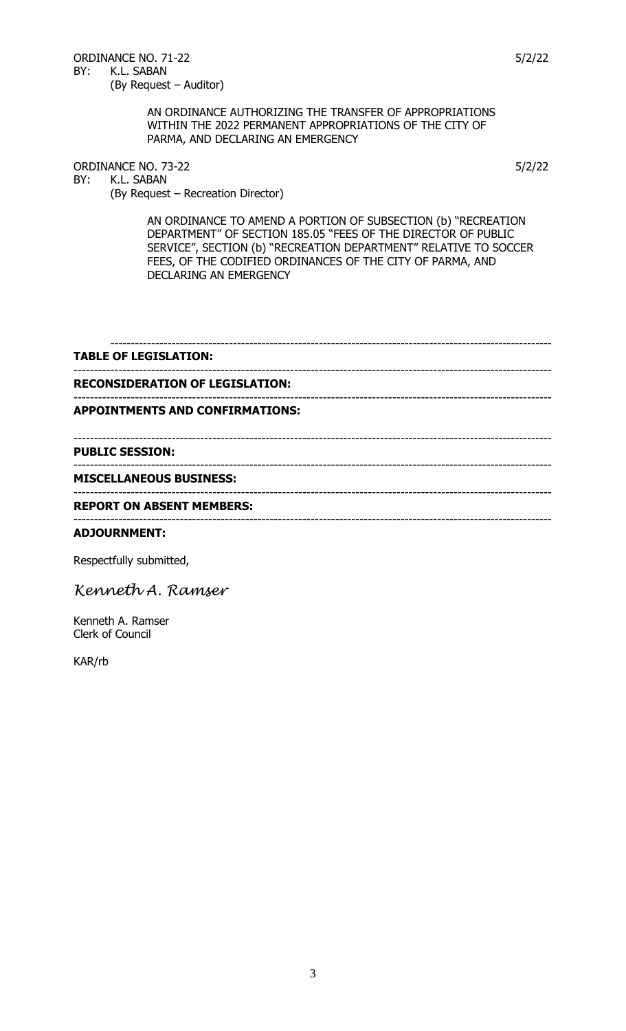ORDINANCE NO. 71-22 5/2/22
BY: K.L. SABAN
(By Request – Auditor)

AN ORDINANCE AUTHORIZING THE TRANSFER OF APPROPRIATIONS WITHIN THE 2022 PERMANENT APPROPRIATIONS OF THE CITY OF PARMA, AND DECLARING AN EMERGENCY

ORDINANCE NO. 73-22 5/2/22
BY: K.L. SABAN
(By Request – Recreation Director)

AN ORDINANCE TO AMEND A PORTION OF SUBSECTION (b) "RECREATION DEPARTMENT" OF SECTION 185.05 "FEES OF THE DIRECTOR OF PUBLIC SERVICE", SECTION (b) "RECREATION DEPARTMENT" RELATIVE TO SOCCER FEES, OF THE CODIFIED ORDINANCES OF THE CITY OF PARMA, AND DECLARING AN EMERGENCY

---

**TABLE OF LEGISLATION:**

---

**RECONSIDERATION OF LEGISLATION:**

---

**APPOINTMENTS AND CONFIRMATIONS:**

---

**PUBLIC SESSION:**

---

**MISCELLANEOUS BUSINESS:**

---

**REPORT ON ABSENT MEMBERS:**

---

**ADJOURNMENT:**

Respectfully submitted,

*Kenneth A. Ramser*

Kenneth A. Ramser
Clerk of Council

KAR/rb